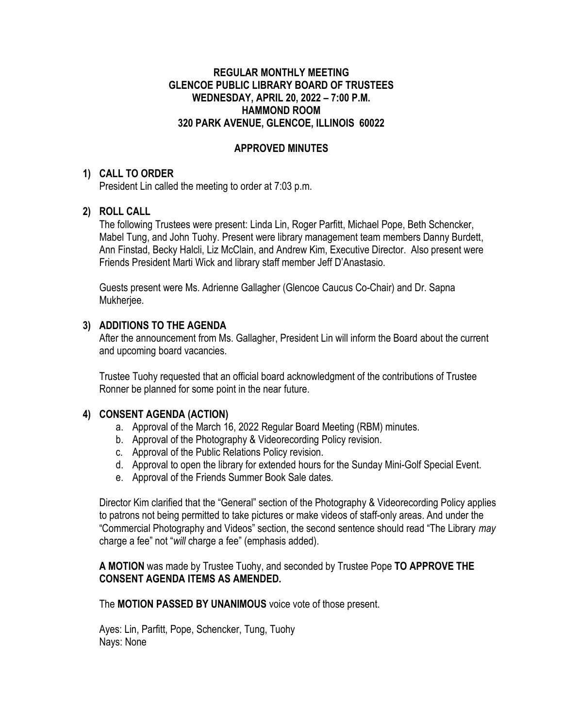# REGULAR MONTHLY MEETING
# GLENCOE PUBLIC LIBRARY BOARD OF TRUSTEES
# WEDNESDAY, APRIL 20, 2022 – 7:00 P.M.
# HAMMOND ROOM
# 320 PARK AVENUE, GLENCOE, ILLINOIS 60022

## APPROVED MINUTES

### 1) CALL TO ORDER

President Lin called the meeting to order at 7:03 p.m.

### 2) ROLL CALL

The following Trustees were present: Linda Lin, Roger Parfitt, Michael Pope, Beth Schencker, Mabel Tung, and John Tuohy. Present were library management team members Danny Burdett, Ann Finstad, Becky Halcli, Liz McClain, and Andrew Kim, Executive Director. Also present were Friends President Marti Wick and library staff member Jeff D'Anastasio.

Guests present were Ms. Adrienne Gallagher (Glencoe Caucus Co-Chair) and Dr. Sapna Mukherjee.

### 3) ADDITIONS TO THE AGENDA

After the announcement from Ms. Gallagher, President Lin will inform the Board about the current and upcoming board vacancies.

Trustee Tuohy requested that an official board acknowledgment of the contributions of Trustee Ronner be planned for some point in the near future.

### 4) CONSENT AGENDA (ACTION)

a. Approval of the March 16, 2022 Regular Board Meeting (RBM) minutes.
b. Approval of the Photography & Videorecording Policy revision.
c. Approval of the Public Relations Policy revision.
d. Approval to open the library for extended hours for the Sunday Mini-Golf Special Event.
e. Approval of the Friends Summer Book Sale dates.

Director Kim clarified that the "General" section of the Photography & Videorecording Policy applies to patrons not being permitted to take pictures or make videos of staff-only areas. And under the "Commercial Photography and Videos" section, the second sentence should read "The Library *may* charge a fee" not "*will* charge a fee" (emphasis added).

**A MOTION** was made by Trustee Tuohy, and seconded by Trustee Pope **TO APPROVE THE CONSENT AGENDA ITEMS AS AMENDED.**

The **MOTION PASSED BY UNANIMOUS** voice vote of those present.

Ayes: Lin, Parfitt, Pope, Schencker, Tung, Tuohy
Nays: None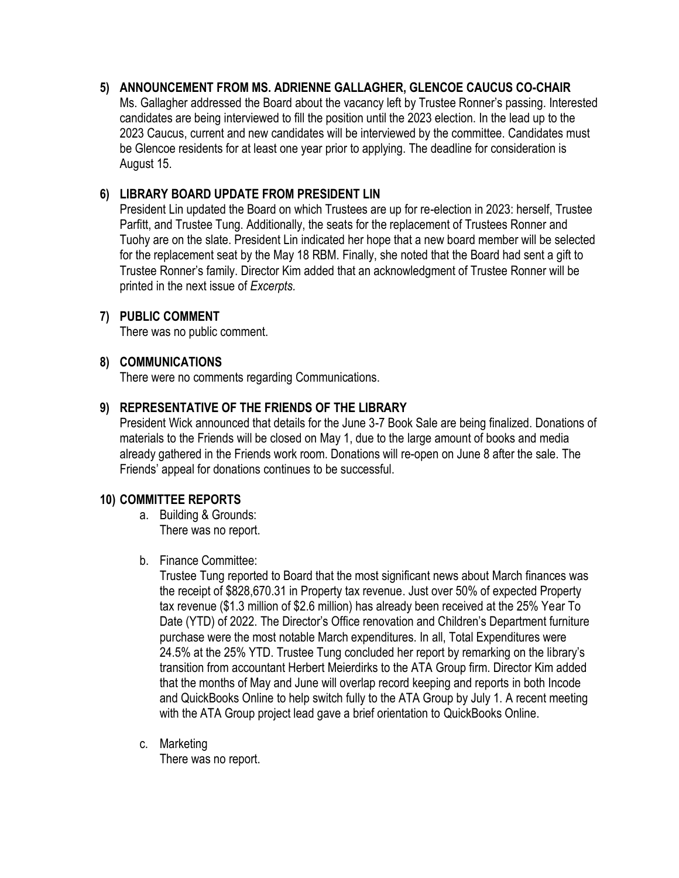**5) ANNOUNCEMENT FROM MS. ADRIENNE GALLAGHER, GLENCOE CAUCUS CO-CHAIR**

Ms. Gallagher addressed the Board about the vacancy left by Trustee Ronner's passing. Interested candidates are being interviewed to fill the position until the 2023 election. In the lead up to the 2023 Caucus, current and new candidates will be interviewed by the committee. Candidates must be Glencoe residents for at least one year prior to applying. The deadline for consideration is August 15.

**6) LIBRARY BOARD UPDATE FROM PRESIDENT LIN**

President Lin updated the Board on which Trustees are up for re-election in 2023: herself, Trustee Parfitt, and Trustee Tung. Additionally, the seats for the replacement of Trustees Ronner and Tuohy are on the slate. President Lin indicated her hope that a new board member will be selected for the replacement seat by the May 18 RBM. Finally, she noted that the Board had sent a gift to Trustee Ronner's family. Director Kim added that an acknowledgment of Trustee Ronner will be printed in the next issue of *Excerpts.*

**7) PUBLIC COMMENT**

There was no public comment.

**8) COMMUNICATIONS**

There were no comments regarding Communications.

**9) REPRESENTATIVE OF THE FRIENDS OF THE LIBRARY**

President Wick announced that details for the June 3-7 Book Sale are being finalized. Donations of materials to the Friends will be closed on May 1, due to the large amount of books and media already gathered in the Friends work room. Donations will re-open on June 8 after the sale. The Friends' appeal for donations continues to be successful.

**10) COMMITTEE REPORTS**

a. Building & Grounds:
   There was no report.

b. Finance Committee:
   Trustee Tung reported to Board that the most significant news about March finances was the receipt of $828,670.31 in Property tax revenue. Just over 50% of expected Property tax revenue ($1.3 million of $2.6 million) has already been received at the 25% Year To Date (YTD) of 2022. The Director's Office renovation and Children's Department furniture purchase were the most notable March expenditures. In all, Total Expenditures were 24.5% at the 25% YTD. Trustee Tung concluded her report by remarking on the library's transition from accountant Herbert Meierdirks to the ATA Group firm. Director Kim added that the months of May and June will overlap record keeping and reports in both Incode and QuickBooks Online to help switch fully to the ATA Group by July 1. A recent meeting with the ATA Group project lead gave a brief orientation to QuickBooks Online.

c. Marketing
   There was no report.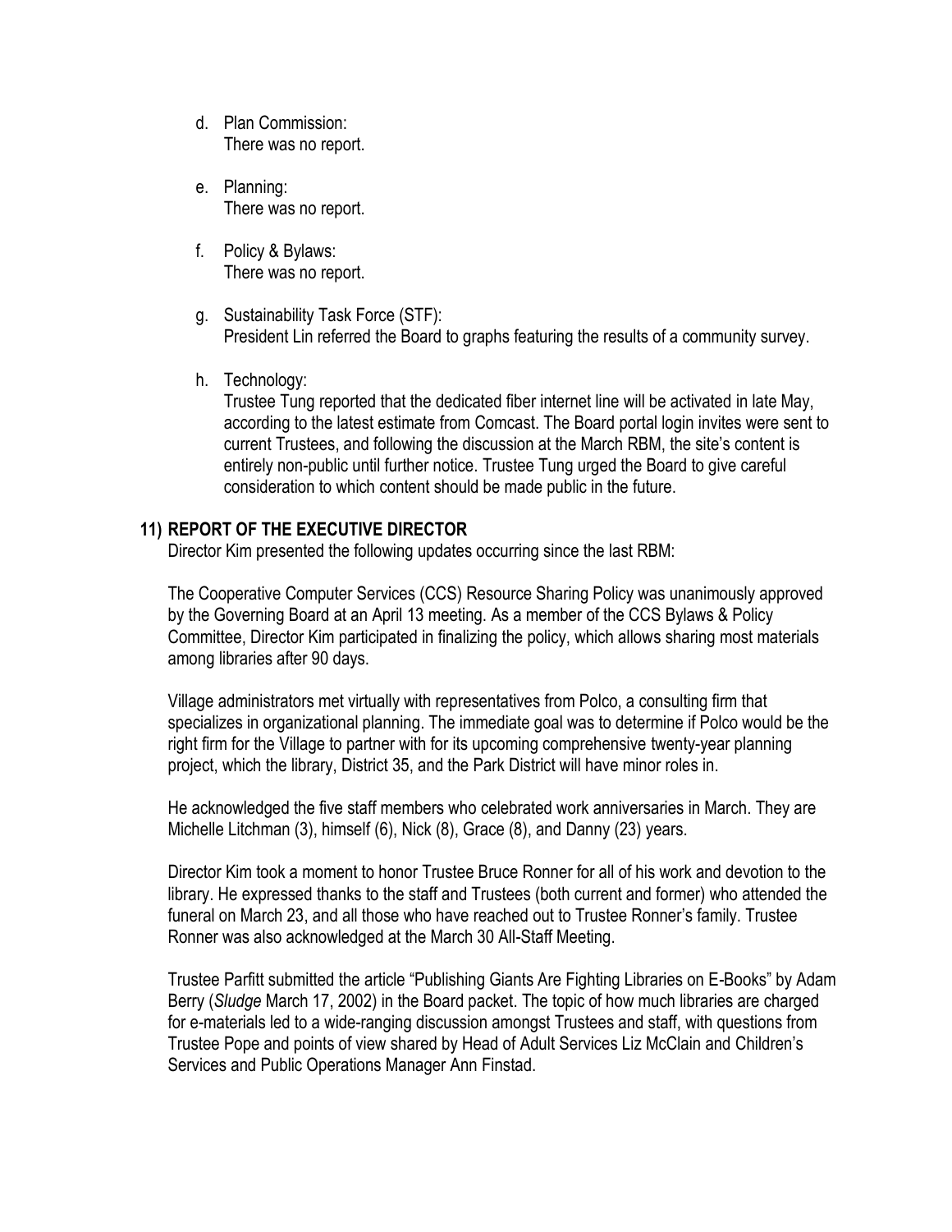d. Plan Commission:
   There was no report.

e. Planning:
   There was no report.

f. Policy & Bylaws:
   There was no report.

g. Sustainability Task Force (STF):
   President Lin referred the Board to graphs featuring the results of a community survey.

h. Technology:
   Trustee Tung reported that the dedicated fiber internet line will be activated in late May, according to the latest estimate from Comcast. The Board portal login invites were sent to current Trustees, and following the discussion at the March RBM, the site's content is entirely non-public until further notice. Trustee Tung urged the Board to give careful consideration to which content should be made public in the future.

## 11) REPORT OF THE EXECUTIVE DIRECTOR

Director Kim presented the following updates occurring since the last RBM:

The Cooperative Computer Services (CCS) Resource Sharing Policy was unanimously approved by the Governing Board at an April 13 meeting. As a member of the CCS Bylaws & Policy Committee, Director Kim participated in finalizing the policy, which allows sharing most materials among libraries after 90 days.

Village administrators met virtually with representatives from Polco, a consulting firm that specializes in organizational planning. The immediate goal was to determine if Polco would be the right firm for the Village to partner with for its upcoming comprehensive twenty-year planning project, which the library, District 35, and the Park District will have minor roles in.

He acknowledged the five staff members who celebrated work anniversaries in March. They are Michelle Litchman (3), himself (6), Nick (8), Grace (8), and Danny (23) years.

Director Kim took a moment to honor Trustee Bruce Ronner for all of his work and devotion to the library. He expressed thanks to the staff and Trustees (both current and former) who attended the funeral on March 23, and all those who have reached out to Trustee Ronner's family. Trustee Ronner was also acknowledged at the March 30 All-Staff Meeting.

Trustee Parfitt submitted the article "Publishing Giants Are Fighting Libraries on E-Books" by Adam Berry (*Sludge* March 17, 2002) in the Board packet. The topic of how much libraries are charged for e-materials led to a wide-ranging discussion amongst Trustees and staff, with questions from Trustee Pope and points of view shared by Head of Adult Services Liz McClain and Children's Services and Public Operations Manager Ann Finstad.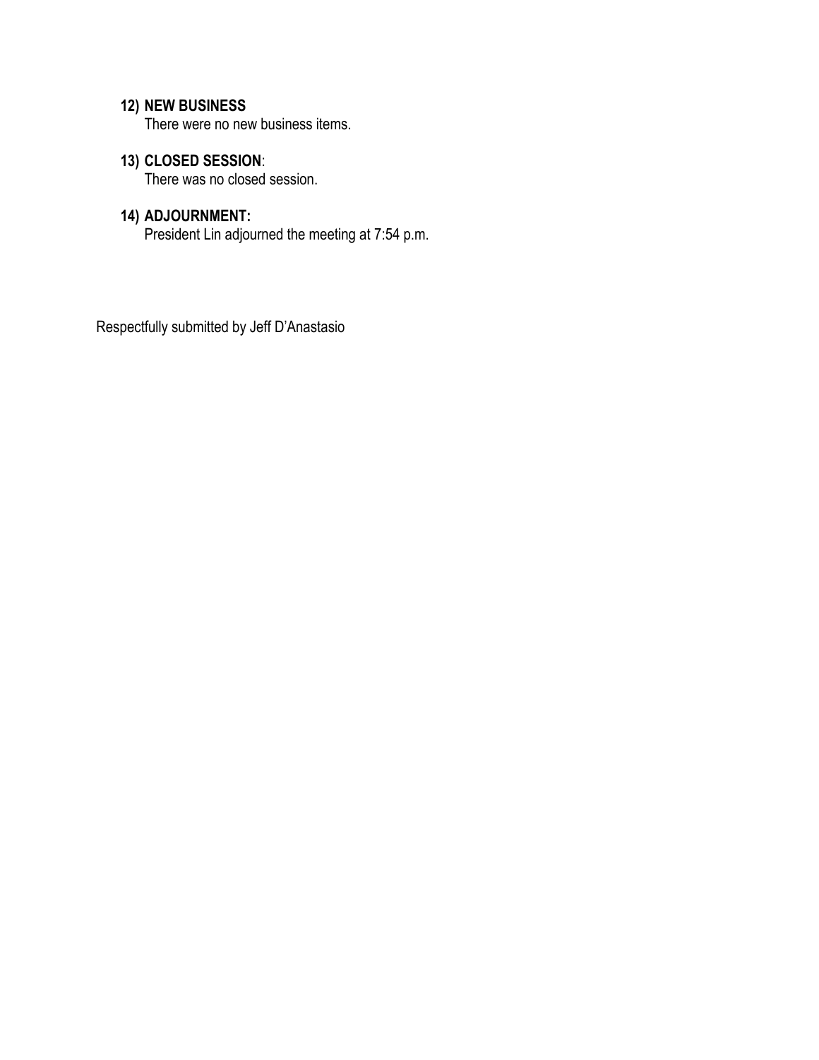12) **NEW BUSINESS**
    There were no new business items.

13) **CLOSED SESSION**:
    There was no closed session.

14) **ADJOURNMENT:**
    President Lin adjourned the meeting at 7:54 p.m.

Respectfully submitted by Jeff D'Anastasio